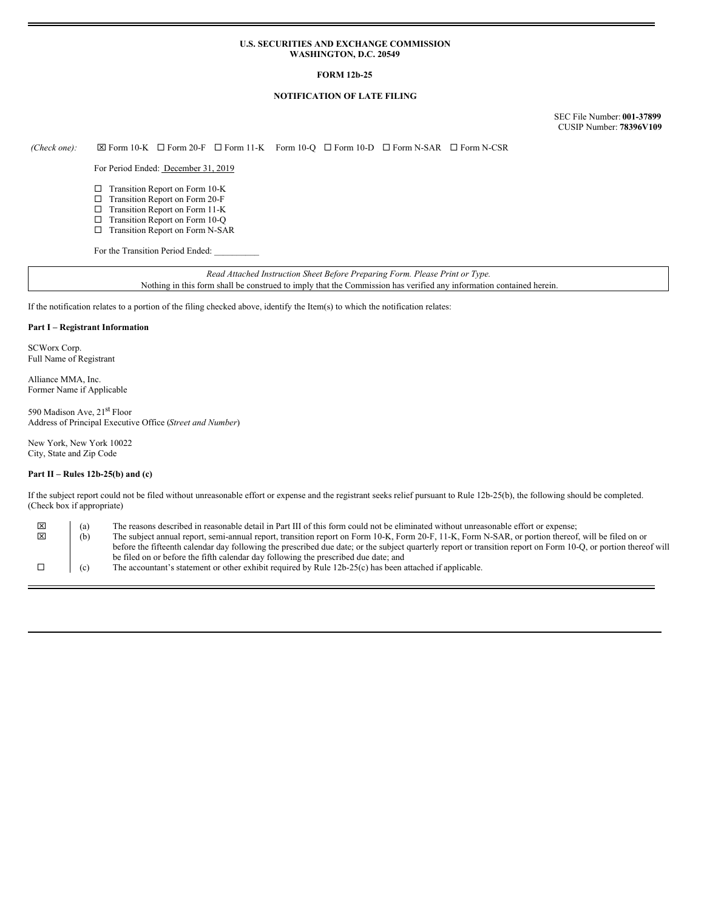**U.S. SECURITIES AND EXCHANGE COMMISSION**
**WASHINGTON, D.C. 20549**

**FORM 12b-25**

**NOTIFICATION OF LATE FILING**

SEC File Number: **001-37899**
CUSIP Number: **78396V109**

*(Check one):* ☒ Form 10-K ☐ Form 20-F ☐ Form 11-K Form 10-Q ☐ Form 10-D ☐ Form N-SAR ☐ Form N-CSR

For Period Ended: December 31, 2019

☐ Transition Report on Form 10-K
☐ Transition Report on Form 20-F
☐ Transition Report on Form 11-K
☐ Transition Report on Form 10-Q
☐ Transition Report on Form N-SAR

For the Transition Period Ended: __________

*Read Attached Instruction Sheet Before Preparing Form. Please Print or Type.*
Nothing in this form shall be construed to imply that the Commission has verified any information contained herein.

If the notification relates to a portion of the filing checked above, identify the Item(s) to which the notification relates:

**Part I – Registrant Information**

SCWorx Corp.
Full Name of Registrant

Alliance MMA, Inc.
Former Name if Applicable

590 Madison Ave, 21st Floor
Address of Principal Executive Office (*Street and Number*)

New York, New York 10022
City, State and Zip Code

**Part II – Rules 12b-25(b) and (c)**

If the subject report could not be filed without unreasonable effort or expense and the registrant seeks relief pursuant to Rule 12b-25(b), the following should be completed. (Check box if appropriate)

| | | |
|---|---|---|
| ☒ | (a) | The reasons described in reasonable detail in Part III of this form could not be eliminated without unreasonable effort or expense; |
| ☒ | (b) | The subject annual report, semi-annual report, transition report on Form 10-K, Form 20-F, 11-K, Form N-SAR, or portion thereof, will be filed on or before the fifteenth calendar day following the prescribed due date; or the subject quarterly report or transition report on Form 10-Q, or portion thereof will be filed on or before the fifth calendar day following the prescribed due date; and |
| ☐ | (c) | The accountant's statement or other exhibit required by Rule 12b-25(c) has been attached if applicable. |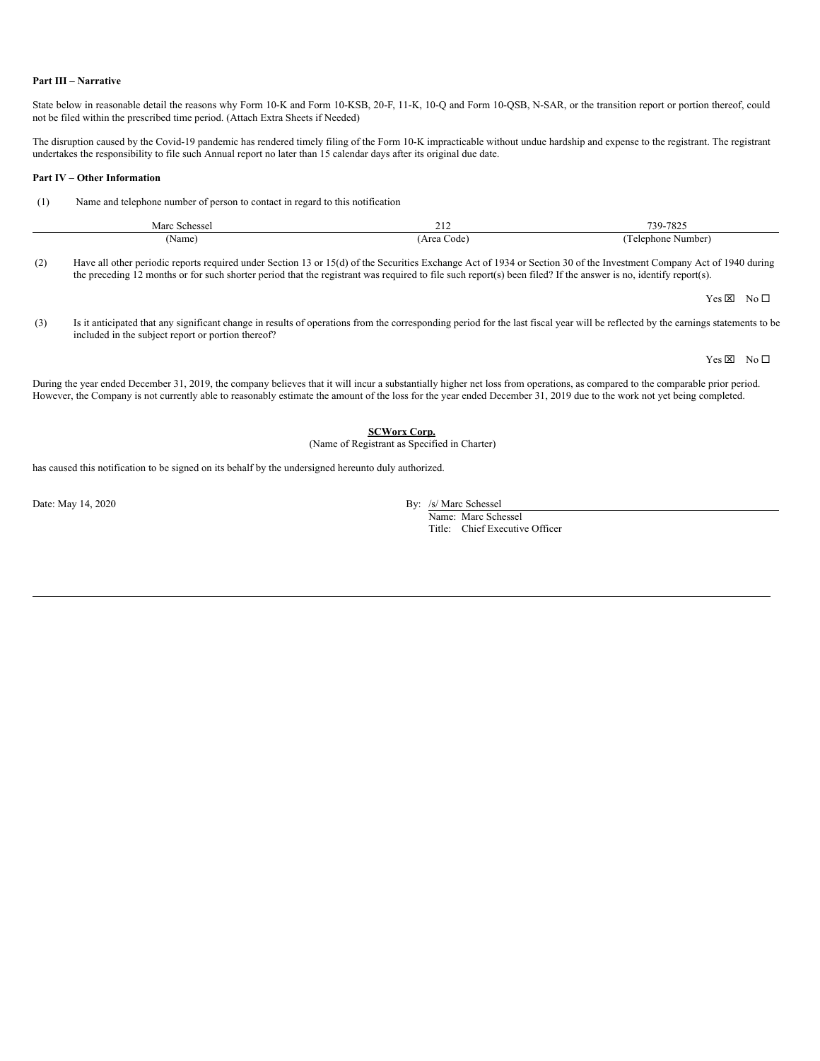**Part III – Narrative**

State below in reasonable detail the reasons why Form 10-K and Form 10-KSB, 20-F, 11-K, 10-Q and Form 10-QSB, N-SAR, or the transition report or portion thereof, could not be filed within the prescribed time period. (Attach Extra Sheets if Needed)

The disruption caused by the Covid-19 pandemic has rendered timely filing of the Form 10-K impracticable without undue hardship and expense to the registrant. The registrant undertakes the responsibility to file such Annual report no later than 15 calendar days after its original due date.

**Part IV – Other Information**

(1) Name and telephone number of person to contact in regard to this notification

| Marc Schessel | 212 | 739-7825 |
|---|---|---|
| (Name) | (Area Code) | (Telephone Number) |

(2) Have all other periodic reports required under Section 13 or 15(d) of the Securities Exchange Act of 1934 or Section 30 of the Investment Company Act of 1940 during the preceding 12 months or for such shorter period that the registrant was required to file such report(s) been filed? If the answer is no, identify report(s).

Yes ☒ No ☐

(3) Is it anticipated that any significant change in results of operations from the corresponding period for the last fiscal year will be reflected by the earnings statements to be included in the subject report or portion thereof?

Yes ☒ No ☐

During the year ended December 31, 2019, the company believes that it will incur a substantially higher net loss from operations, as compared to the comparable prior period. However, the Company is not currently able to reasonably estimate the amount of the loss for the year ended December 31, 2019 due to the work not yet being completed.

**SCWorx Corp.**
(Name of Registrant as Specified in Charter)

has caused this notification to be signed on its behalf by the undersigned hereunto duly authorized.

Date: May 14, 2020

By: /s/ Marc Schessel
Name: Marc Schessel
Title: Chief Executive Officer